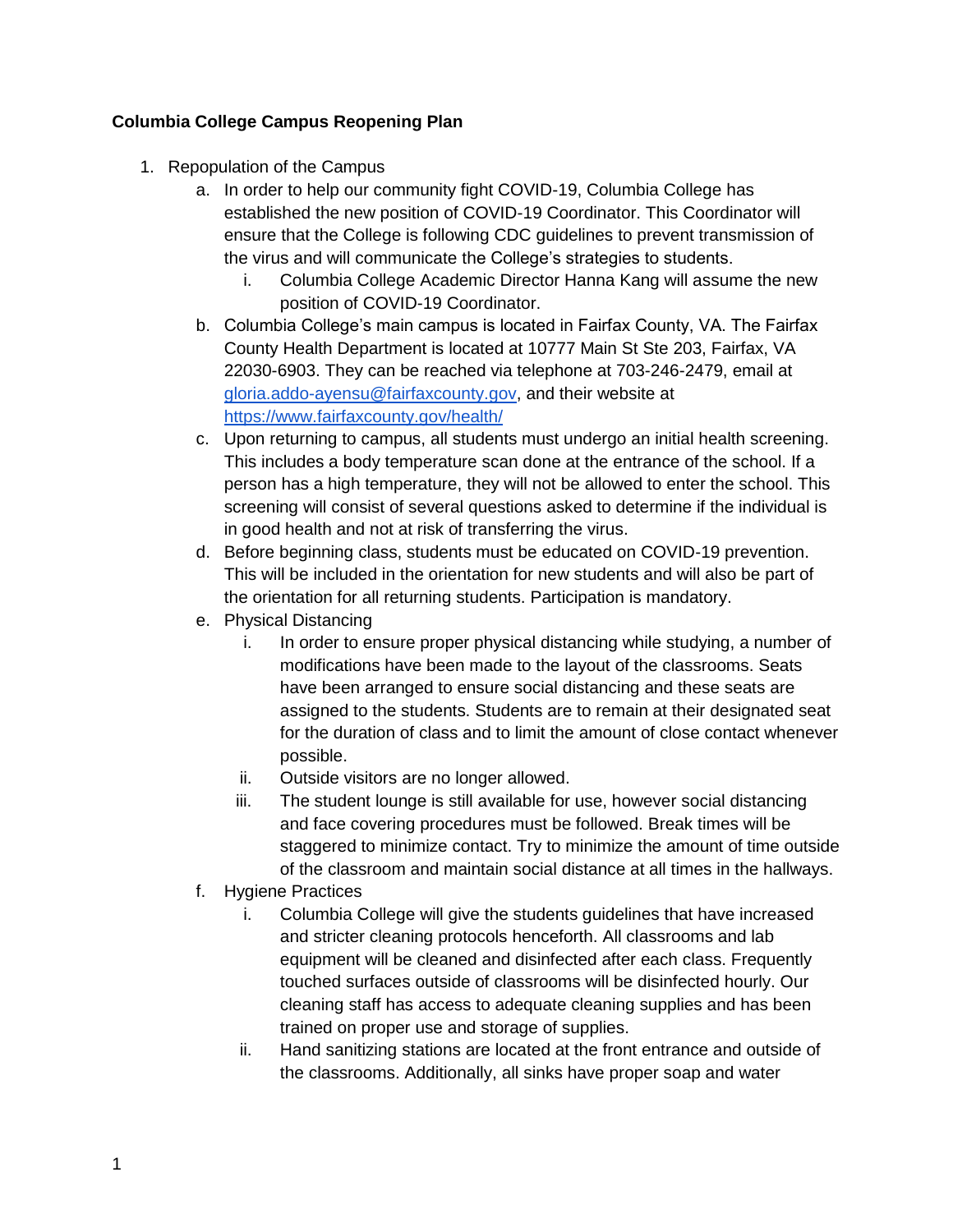**Columbia College Campus Reopening Plan**

1. Repopulation of the Campus
    a. In order to help our community fight COVID-19, Columbia College has established the new position of COVID-19 Coordinator. This Coordinator will ensure that the College is following CDC guidelines to prevent transmission of the virus and will communicate the College's strategies to students.
        i. Columbia College Academic Director Hanna Kang will assume the new position of COVID-19 Coordinator.
    b. Columbia College's main campus is located in Fairfax County, VA. The Fairfax County Health Department is located at 10777 Main St Ste 203, Fairfax, VA 22030-6903. They can be reached via telephone at 703-246-2479, email at gloria.addo-ayensu@fairfaxcounty.gov, and their website at https://www.fairfaxcounty.gov/health/
    c. Upon returning to campus, all students must undergo an initial health screening. This includes a body temperature scan done at the entrance of the school. If a person has a high temperature, they will not be allowed to enter the school. This screening will consist of several questions asked to determine if the individual is in good health and not at risk of transferring the virus.
    d. Before beginning class, students must be educated on COVID-19 prevention. This will be included in the orientation for new students and will also be part of the orientation for all returning students. Participation is mandatory.
    e. Physical Distancing
        i. In order to ensure proper physical distancing while studying, a number of modifications have been made to the layout of the classrooms. Seats have been arranged to ensure social distancing and these seats are assigned to the students. Students are to remain at their designated seat for the duration of class and to limit the amount of close contact whenever possible.
        ii. Outside visitors are no longer allowed.
        iii. The student lounge is still available for use, however social distancing and face covering procedures must be followed. Break times will be staggered to minimize contact. Try to minimize the amount of time outside of the classroom and maintain social distance at all times in the hallways.
    f. Hygiene Practices
        i. Columbia College will give the students guidelines that have increased and stricter cleaning protocols henceforth. All classrooms and lab equipment will be cleaned and disinfected after each class. Frequently touched surfaces outside of classrooms will be disinfected hourly. Our cleaning staff has access to adequate cleaning supplies and has been trained on proper use and storage of supplies.
        ii. Hand sanitizing stations are located at the front entrance and outside of the classrooms. Additionally, all sinks have proper soap and water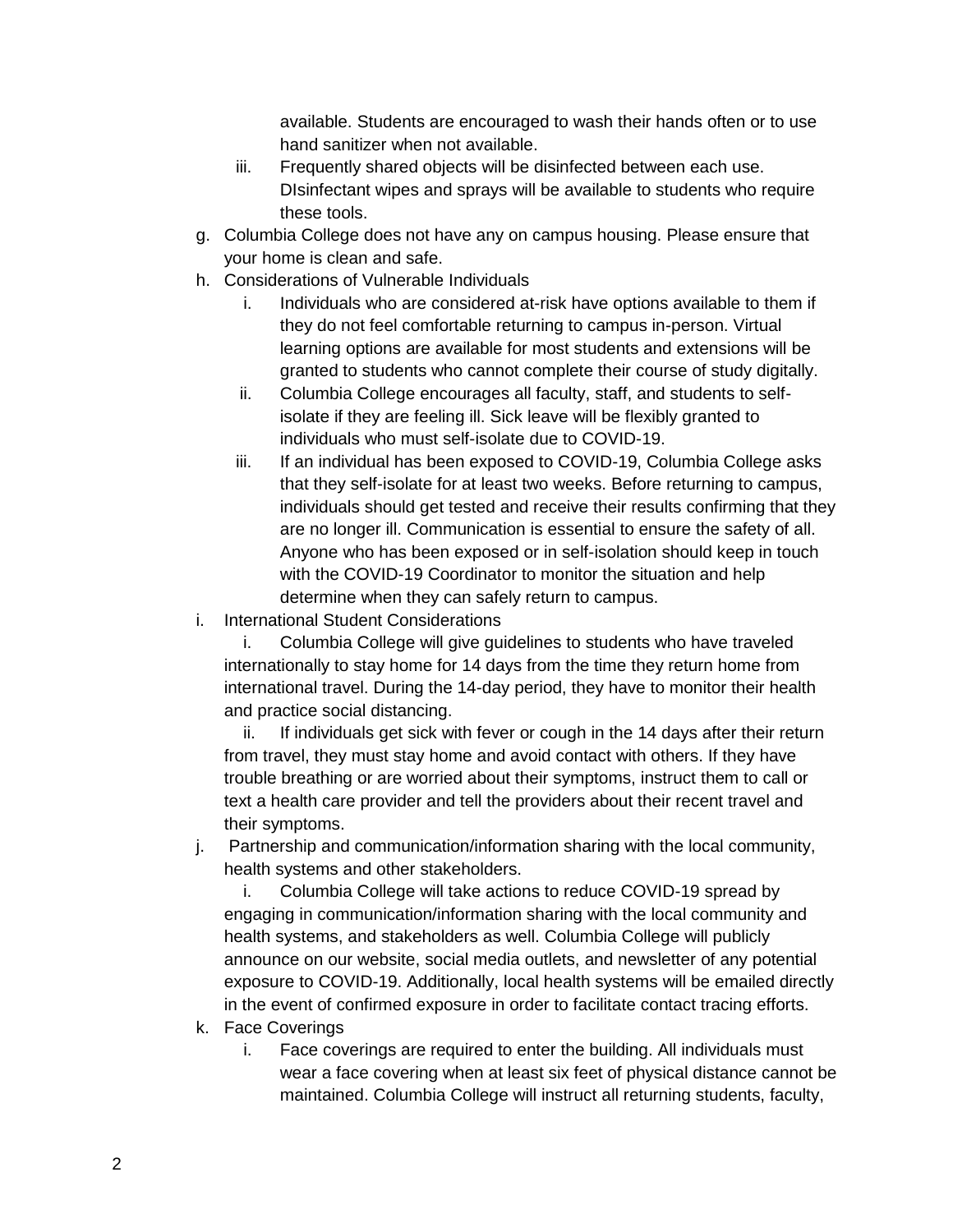available. Students are encouraged to wash their hands often or to use hand sanitizer when not available.

   iii. Frequently shared objects will be disinfected between each use. DIsinfectant wipes and sprays will be available to students who require these tools.

g. Columbia College does not have any on campus housing. Please ensure that your home is clean and safe.

h. Considerations of Vulnerable Individuals

   i. Individuals who are considered at-risk have options available to them if they do not feel comfortable returning to campus in-person. Virtual learning options are available for most students and extensions will be granted to students who cannot complete their course of study digitally.

   ii. Columbia College encourages all faculty, staff, and students to self-isolate if they are feeling ill. Sick leave will be flexibly granted to individuals who must self-isolate due to COVID-19.

   iii. If an individual has been exposed to COVID-19, Columbia College asks that they self-isolate for at least two weeks. Before returning to campus, individuals should get tested and receive their results confirming that they are no longer ill. Communication is essential to ensure the safety of all. Anyone who has been exposed or in self-isolation should keep in touch with the COVID-19 Coordinator to monitor the situation and help determine when they can safely return to campus.

i. International Student Considerations

   i. Columbia College will give guidelines to students who have traveled internationally to stay home for 14 days from the time they return home from international travel. During the 14-day period, they have to monitor their health and practice social distancing.

   ii. If individuals get sick with fever or cough in the 14 days after their return from travel, they must stay home and avoid contact with others. If they have trouble breathing or are worried about their symptoms, instruct them to call or text a health care provider and tell the providers about their recent travel and their symptoms.

j. Partnership and communication/information sharing with the local community, health systems and other stakeholders.

   i. Columbia College will take actions to reduce COVID-19 spread by engaging in communication/information sharing with the local community and health systems, and stakeholders as well. Columbia College will publicly announce on our website, social media outlets, and newsletter of any potential exposure to COVID-19. Additionally, local health systems will be emailed directly in the event of confirmed exposure in order to facilitate contact tracing efforts.

k. Face Coverings

   i. Face coverings are required to enter the building. All individuals must wear a face covering when at least six feet of physical distance cannot be maintained. Columbia College will instruct all returning students, faculty,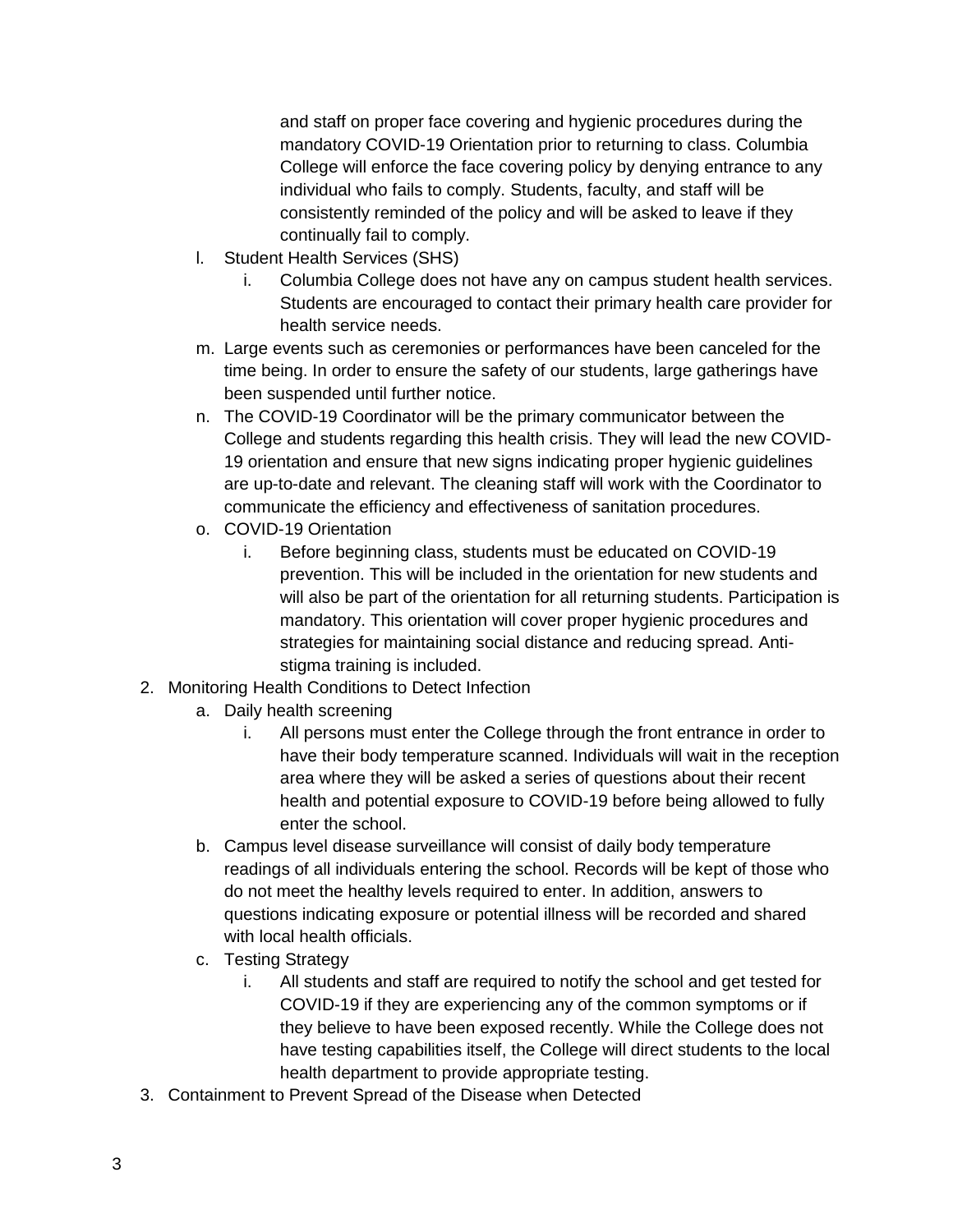and staff on proper face covering and hygienic procedures during the mandatory COVID-19 Orientation prior to returning to class. Columbia College will enforce the face covering policy by denying entrance to any individual who fails to comply. Students, faculty, and staff will be consistently reminded of the policy and will be asked to leave if they continually fail to comply.

   l. Student Health Services (SHS)
      i. Columbia College does not have any on campus student health services. Students are encouraged to contact their primary health care provider for health service needs.
   m. Large events such as ceremonies or performances have been canceled for the time being. In order to ensure the safety of our students, large gatherings have been suspended until further notice.
   n. The COVID-19 Coordinator will be the primary communicator between the College and students regarding this health crisis. They will lead the new COVID-19 orientation and ensure that new signs indicating proper hygienic guidelines are up-to-date and relevant. The cleaning staff will work with the Coordinator to communicate the efficiency and effectiveness of sanitation procedures.
   o. COVID-19 Orientation
      i. Before beginning class, students must be educated on COVID-19 prevention. This will be included in the orientation for new students and will also be part of the orientation for all returning students. Participation is mandatory. This orientation will cover proper hygienic procedures and strategies for maintaining social distance and reducing spread. Anti-stigma training is included.

2. Monitoring Health Conditions to Detect Infection
   a. Daily health screening
      i. All persons must enter the College through the front entrance in order to have their body temperature scanned. Individuals will wait in the reception area where they will be asked a series of questions about their recent health and potential exposure to COVID-19 before being allowed to fully enter the school.
   b. Campus level disease surveillance will consist of daily body temperature readings of all individuals entering the school. Records will be kept of those who do not meet the healthy levels required to enter. In addition, answers to questions indicating exposure or potential illness will be recorded and shared with local health officials.
   c. Testing Strategy
      i. All students and staff are required to notify the school and get tested for COVID-19 if they are experiencing any of the common symptoms or if they believe to have been exposed recently. While the College does not have testing capabilities itself, the College will direct students to the local health department to provide appropriate testing.

3. Containment to Prevent Spread of the Disease when Detected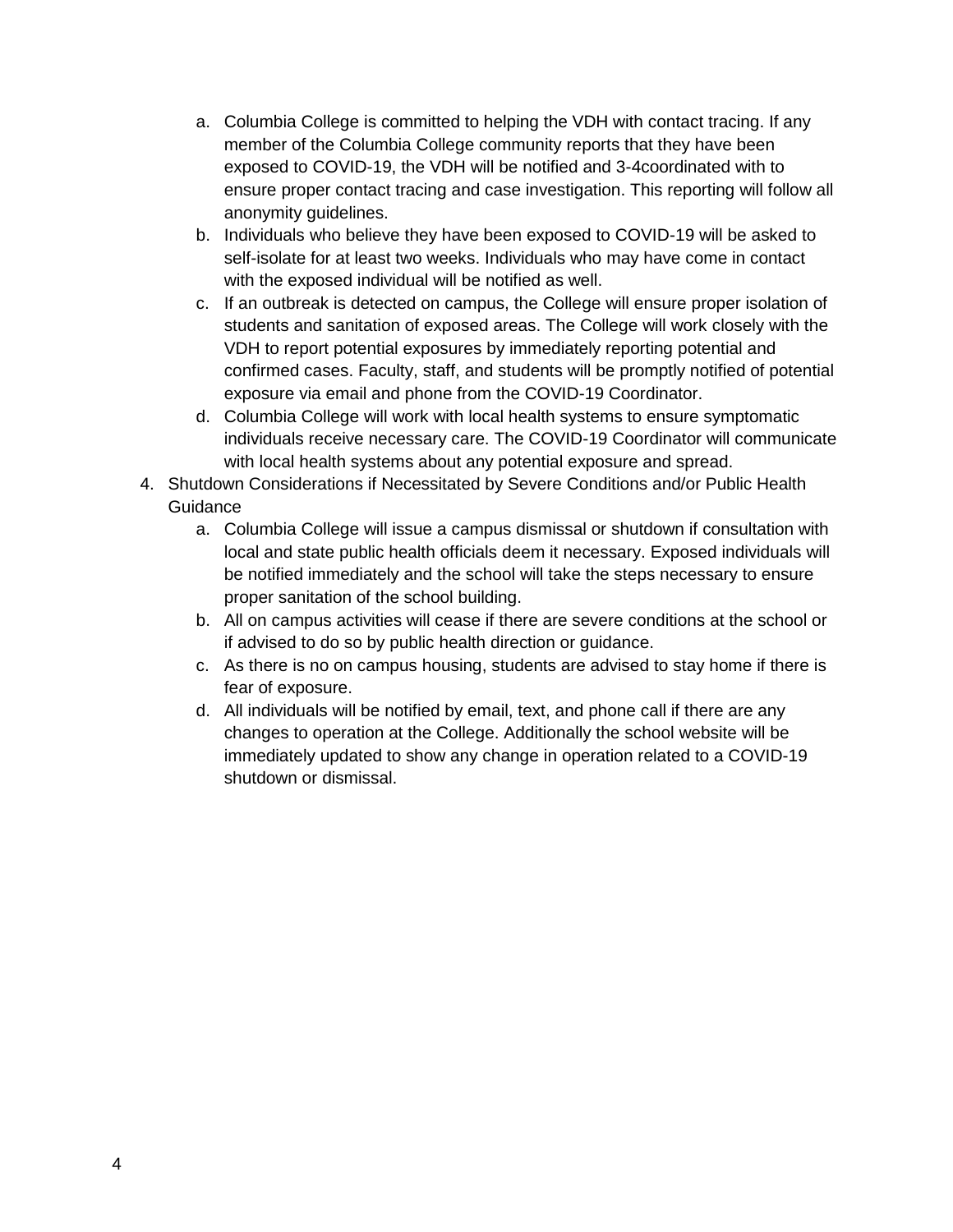a. Columbia College is committed to helping the VDH with contact tracing. If any member of the Columbia College community reports that they have been exposed to COVID-19, the VDH will be notified and 3-4coordinated with to ensure proper contact tracing and case investigation. This reporting will follow all anonymity guidelines.
   b. Individuals who believe they have been exposed to COVID-19 will be asked to self-isolate for at least two weeks. Individuals who may have come in contact with the exposed individual will be notified as well.
   c. If an outbreak is detected on campus, the College will ensure proper isolation of students and sanitation of exposed areas. The College will work closely with the VDH to report potential exposures by immediately reporting potential and confirmed cases. Faculty, staff, and students will be promptly notified of potential exposure via email and phone from the COVID-19 Coordinator.
   d. Columbia College will work with local health systems to ensure symptomatic individuals receive necessary care. The COVID-19 Coordinator will communicate with local health systems about any potential exposure and spread.

4. Shutdown Considerations if Necessitated by Severe Conditions and/or Public Health Guidance
   a. Columbia College will issue a campus dismissal or shutdown if consultation with local and state public health officials deem it necessary. Exposed individuals will be notified immediately and the school will take the steps necessary to ensure proper sanitation of the school building.
   b. All on campus activities will cease if there are severe conditions at the school or if advised to do so by public health direction or guidance.
   c. As there is no on campus housing, students are advised to stay home if there is fear of exposure.
   d. All individuals will be notified by email, text, and phone call if there are any changes to operation at the College. Additionally the school website will be immediately updated to show any change in operation related to a COVID-19 shutdown or dismissal.